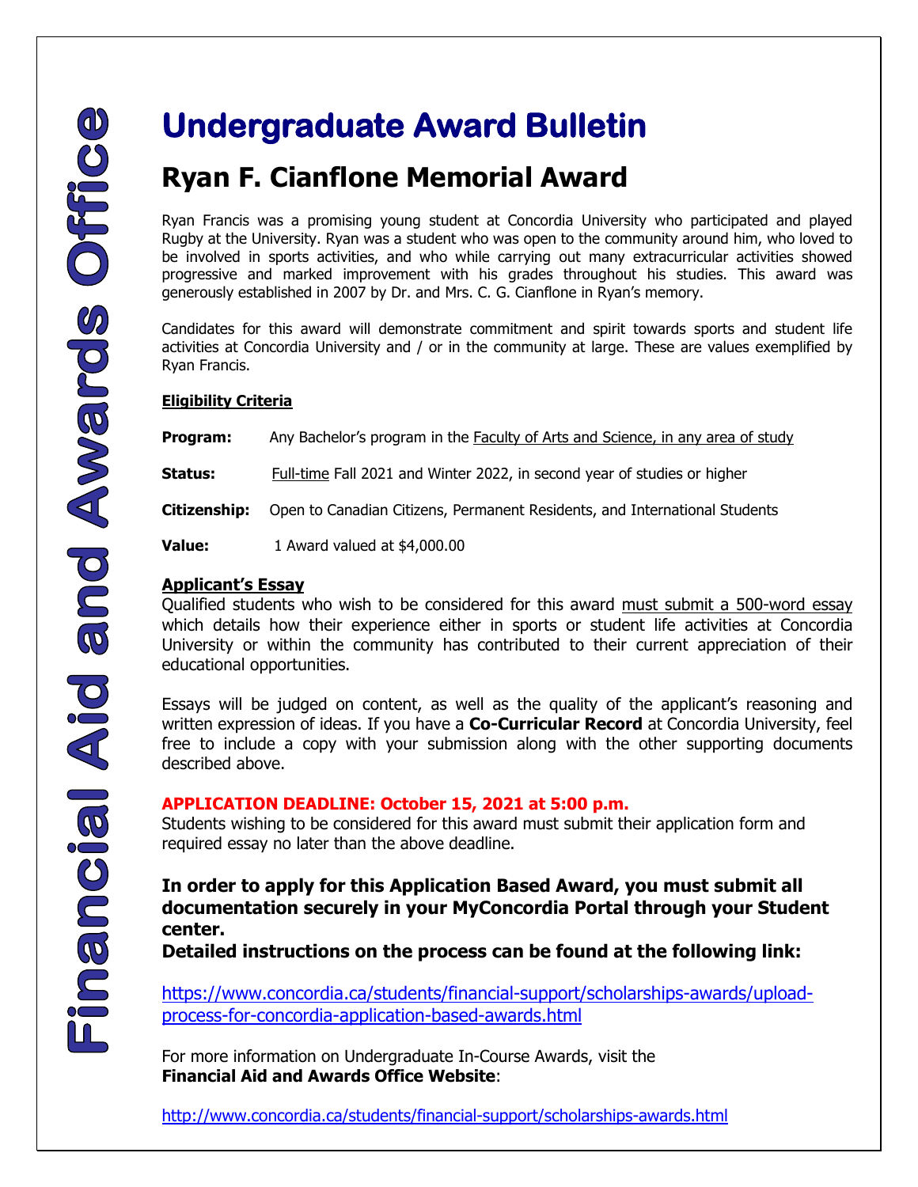# Financial Aid and Awards Office

# Undergraduate Award Bulletin

## Ryan F. Cianflone Memorial Award

Ryan Francis was a promising young student at Concordia University who participated and played Rugby at the University. Ryan was a student who was open to the community around him, who loved to be involved in sports activities, and who while carrying out many extracurricular activities showed progressive and marked improvement with his grades throughout his studies. This award was generously established in 2007 by Dr. and Mrs. C. G. Cianflone in Ryan's memory.

Candidates for this award will demonstrate commitment and spirit towards sports and student life activities at Concordia University and / or in the community at large. These are values exemplified by Ryan Francis.

**Eligibility Criteria**

**Program:** Any Bachelor's program in the Faculty of Arts and Science, in any area of study

**Status:** Full-time Fall 2021 and Winter 2022, in second year of studies or higher

**Citizenship:** Open to Canadian Citizens, Permanent Residents, and International Students

**Value:** 1 Award valued at $4,000.00

**Applicant's Essay**

Qualified students who wish to be considered for this award must submit a 500-word essay which details how their experience either in sports or student life activities at Concordia University or within the community has contributed to their current appreciation of their educational opportunities.

Essays will be judged on content, as well as the quality of the applicant's reasoning and written expression of ideas. If you have a **Co-Curricular Record** at Concordia University, feel free to include a copy with your submission along with the other supporting documents described above.

**APPLICATION DEADLINE: October 15, 2021 at 5:00 p.m.**

Students wishing to be considered for this award must submit their application form and required essay no later than the above deadline.

**In order to apply for this Application Based Award, you must submit all documentation securely in your MyConcordia Portal through your Student center.**

**Detailed instructions on the process can be found at the following link:**

https://www.concordia.ca/students/financial-support/scholarships-awards/upload-process-for-concordia-application-based-awards.html

For more information on Undergraduate In-Course Awards, visit the **Financial Aid and Awards Office Website**:

http://www.concordia.ca/students/financial-support/scholarships-awards.html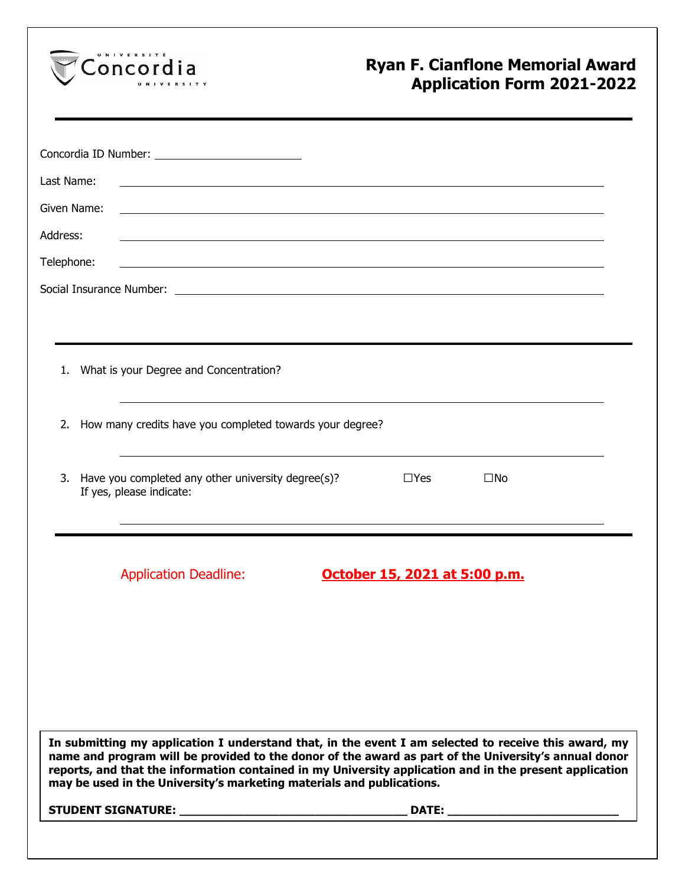Université Concordia University

# Ryan F. Cianflone Memorial Award Application Form 2021-2022

Concordia ID Number: ____________________

Last Name: ____________________

Given Name: ____________________

Address: ____________________

Telephone: ____________________

Social Insurance Number: ____________________

1. What is your Degree and Concentration?

   ____________________

2. How many credits have you completed towards your degree?

   ____________________

3. Have you completed any other university degree(s)? ☐Yes ☐No
   If yes, please indicate:

   ____________________

Application Deadline: **October 15, 2021 at 5:00 p.m.**

**In submitting my application I understand that, in the event I am selected to receive this award, my name and program will be provided to the donor of the award as part of the University's annual donor reports, and that the information contained in my University application and in the present application may be used in the University's marketing materials and publications.**

**STUDENT SIGNATURE: ____________________ DATE: ____________________**